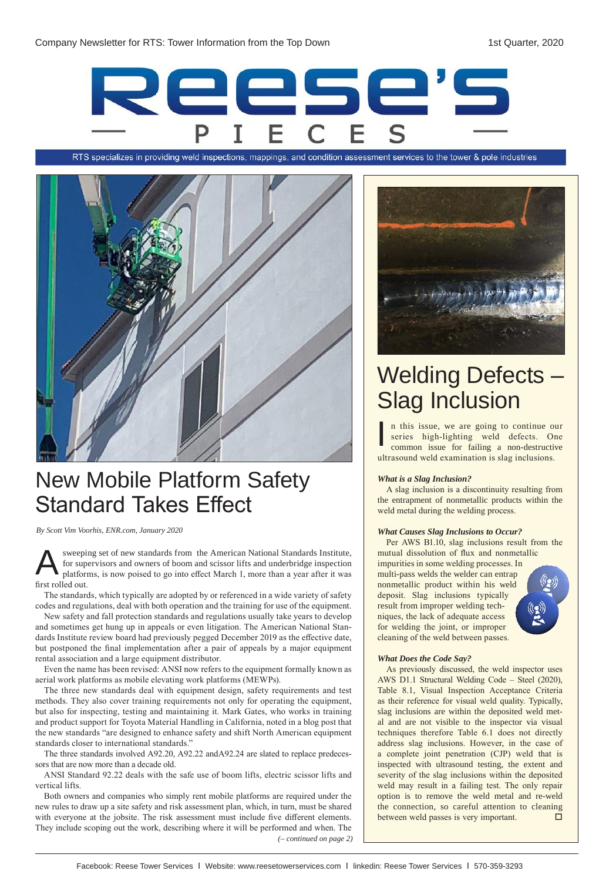Company Newsletter for RTS: Tower Information from the Top Down

1st Quarter, 2020

# Reese's Pieces

RTS specializes in providing weld inspections, mappings, and condition assessment services to the tower & pole industries

## New Mobile Platform Safety Standard Takes Effect

*By Scott Vim Voorhis, ENR.com, January 2020*

A sweeping set of new standards from the American National Standards Institute, for supervisors and owners of boom and scissor lifts and underbridge inspection platforms, is now poised to go into effect March 1, more than a year after it was first rolled out.

The standards, which typically are adopted by or referenced in a wide variety of safety codes and regulations, deal with both operation and the training for use of the equipment.

New safety and fall protection standards and regulations usually take years to develop and sometimes get hung up in appeals or even litigation. The American National Standards Institute review board had previously pegged December 2019 as the effective date, but postponed the final implementation after a pair of appeals by a major equipment rental association and a large equipment distributor.

Even the name has been revised: ANSI now refers to the equipment formally known as aerial work platforms as mobile elevating work platforms (MEWPs).

The three new standards deal with equipment design, safety requirements and test methods. They also cover training requirements not only for operating the equipment, but also for inspecting, testing and maintaining it. Mark Gates, who works in training and product support for Toyota Material Handling in California, noted in a blog post that the new standards "are designed to enhance safety and shift North American equipment standards closer to international standards."

The three standards involved A92.20, A92.22 andA92.24 are slated to replace predecessors that are now more than a decade old.

ANSI Standard 92.22 deals with the safe use of boom lifts, electric scissor lifts and vertical lifts.

Both owners and companies who simply rent mobile platforms are required under the new rules to draw up a site safety and risk assessment plan, which, in turn, must be shared with everyone at the jobsite. The risk assessment must include five different elements. They include scoping out the work, describing where it will be performed and when. The *(– continued on page 2)*

## Welding Defects – Slag Inclusion

In this issue, we are going to continue our series high-lighting weld defects. One common issue for failing a non-destructive ultrasound weld examination is slag inclusions.

***What is a Slag Inclusion?***

A slag inclusion is a discontinuity resulting from the entrapment of nonmetallic products within the weld metal during the welding process.

***What Causes Slag Inclusions to Occur?***

Per AWS B1.10, slag inclusions result from the mutual dissolution of flux and nonmetallic impurities in some welding processes. In multi-pass welds the welder can entrap nonmetallic product within his weld deposit. Slag inclusions typically result from improper welding techniques, the lack of adequate access for welding the joint, or improper cleaning of the weld between passes.

***What Does the Code Say?***

As previously discussed, the weld inspector uses AWS D1.1 Structural Welding Code – Steel (2020), Table 8.1, Visual Inspection Acceptance Criteria as their reference for visual weld quality. Typically, slag inclusions are within the deposited weld metal and are not visible to the inspector via visual techniques therefore Table 6.1 does not directly address slag inclusions. However, in the case of a complete joint penetration (CJP) weld that is inspected with ultrasound testing, the extent and severity of the slag inclusions within the deposited weld may result in a failing test. The only repair option is to remove the weld metal and re-weld the connection, so careful attention to cleaning between weld passes is very important. □

Facebook: Reese Tower Services | Website: www.reesetowerservices.com | linkedin: Reese Tower Services | 570-359-3293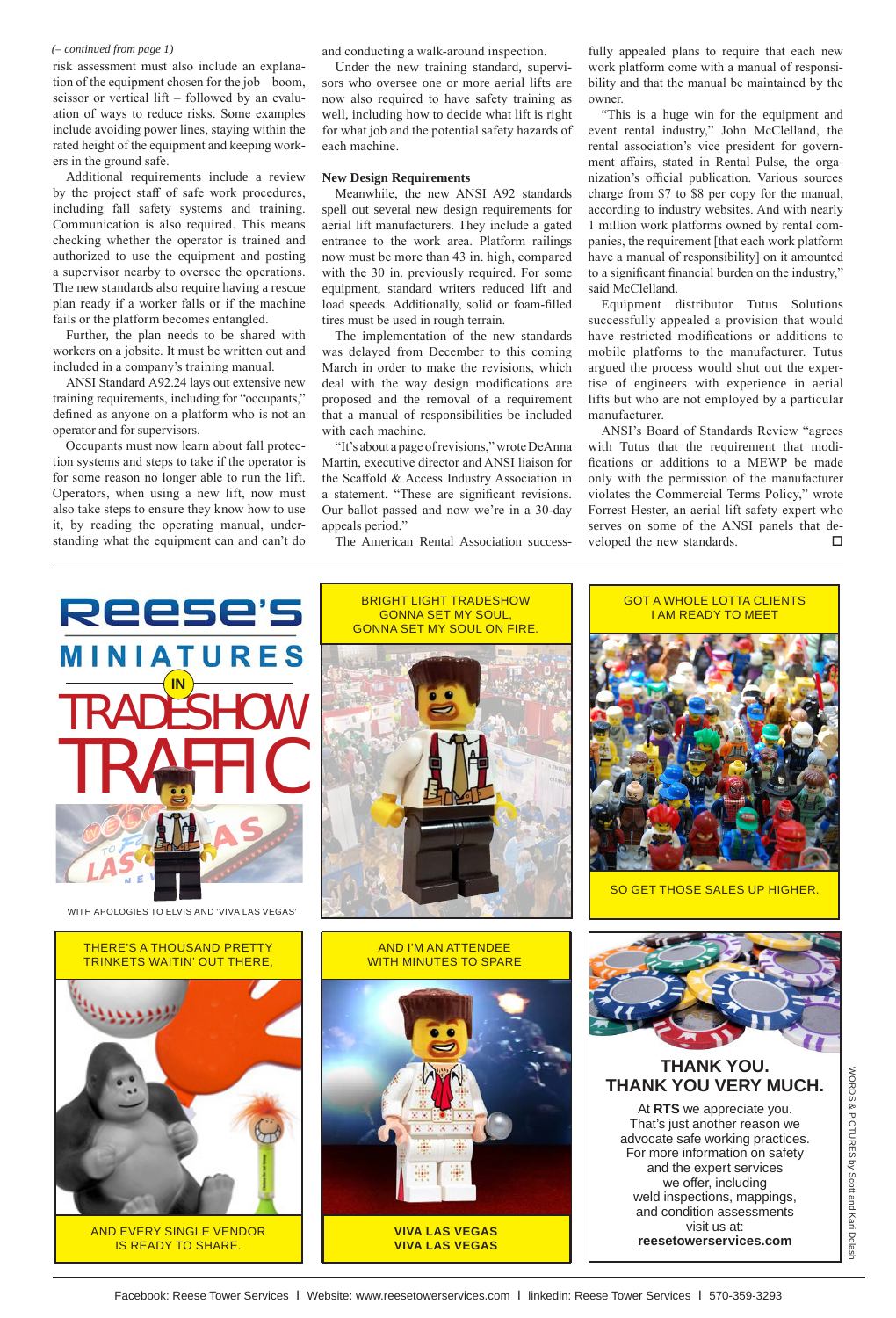*(– continued from page 1)*

risk assessment must also include an explanation of the equipment chosen for the job – boom, scissor or vertical lift – followed by an evaluation of ways to reduce risks. Some examples include avoiding power lines, staying within the rated height of the equipment and keeping workers in the ground safe.

Additional requirements include a review by the project staff of safe work procedures, including fall safety systems and training. Communication is also required. This means checking whether the operator is trained and authorized to use the equipment and posting a supervisor nearby to oversee the operations. The new standards also require having a rescue plan ready if a worker falls or if the machine fails or the platform becomes entangled.

Further, the plan needs to be shared with workers on a jobsite. It must be written out and included in a company's training manual.

ANSI Standard A92.24 lays out extensive new training requirements, including for "occupants," defined as anyone on a platform who is not an operator and for supervisors.

Occupants must now learn about fall protection systems and steps to take if the operator is for some reason no longer able to run the lift. Operators, when using a new lift, now must also take steps to ensure they know how to use it, by reading the operating manual, understanding what the equipment can and can't do and conducting a walk-around inspection.

Under the new training standard, supervisors who oversee one or more aerial lifts are now also required to have safety training as well, including how to decide what lift is right for what job and the potential safety hazards of each machine.

**New Design Requirements**

Meanwhile, the new ANSI A92 standards spell out several new design requirements for aerial lift manufacturers. They include a gated entrance to the work area. Platform railings now must be more than 43 in. high, compared with the 30 in. previously required. For some equipment, standard writers reduced lift and load speeds. Additionally, solid or foam-filled tires must be used in rough terrain.

The implementation of the new standards was delayed from December to this coming March in order to make the revisions, which deal with the way design modifications are proposed and the removal of a requirement that a manual of responsibilities be included with each machine.

"It's about a page of revisions," wrote DeAnna Martin, executive director and ANSI liaison for the Scaffold & Access Industry Association in a statement. "These are significant revisions. Our ballot passed and now we're in a 30-day appeals period."

The American Rental Association successfully appealed plans to require that each new work platform come with a manual of responsibility and that the manual be maintained by the owner.

"This is a huge win for the equipment and event rental industry," John McClelland, the rental association's vice president for government affairs, stated in Rental Pulse, the organization's official publication. Various sources charge from $7 to $8 per copy for the manual, according to industry websites. And with nearly 1 million work platforms owned by rental companies, the requirement [that each work platform have a manual of responsibility] on it amounted to a significant financial burden on the industry," said McClelland.

Equipment distributor Tutus Solutions successfully appealed a provision that would have restricted modifications or additions to mobile platforms to the manufacturer. Tutus argued the process would shut out the expertise of engineers with experience in aerial lifts but who are not employed by a particular manufacturer.

ANSI's Board of Standards Review "agrees with Tutus that the requirement that modifications or additions to a MEWP be made only with the permission of the manufacturer violates the Commercial Terms Policy," wrote Forrest Hester, an aerial lift safety expert who serves on some of the ANSI panels that developed the new standards. □

---

# Reese's MINIATURES IN TRADESHOW TRAFFIC

WITH APOLOGIES TO ELVIS AND 'VIVA LAS VEGAS'

BRIGHT LIGHT TRADESHOW
GONNA SET MY SOUL,
GONNA SET MY SOUL ON FIRE.

GOT A WHOLE LOTTA CLIENTS
I AM READY TO MEET

SO GET THOSE SALES UP HIGHER.

THERE'S A THOUSAND PRETTY
TRINKETS WAITIN' OUT THERE,

AND EVERY SINGLE VENDOR
IS READY TO SHARE.

AND I'M AN ATTENDEE
WITH MINUTES TO SPARE

**VIVA LAS VEGAS**
**VIVA LAS VEGAS**

## THANK YOU. THANK YOU VERY MUCH.

At **RTS** we appreciate you. That's just another reason we advocate safe working practices. For more information on safety and the expert services we offer, including weld inspections, mappings, and condition assessments visit us at: **reesetowerservices.com**

WORDS & PICTURES by Scott and Kari Dolash

Facebook: Reese Tower Services | Website: www.reesetowerservices.com | linkedin: Reese Tower Services | 570-359-3293